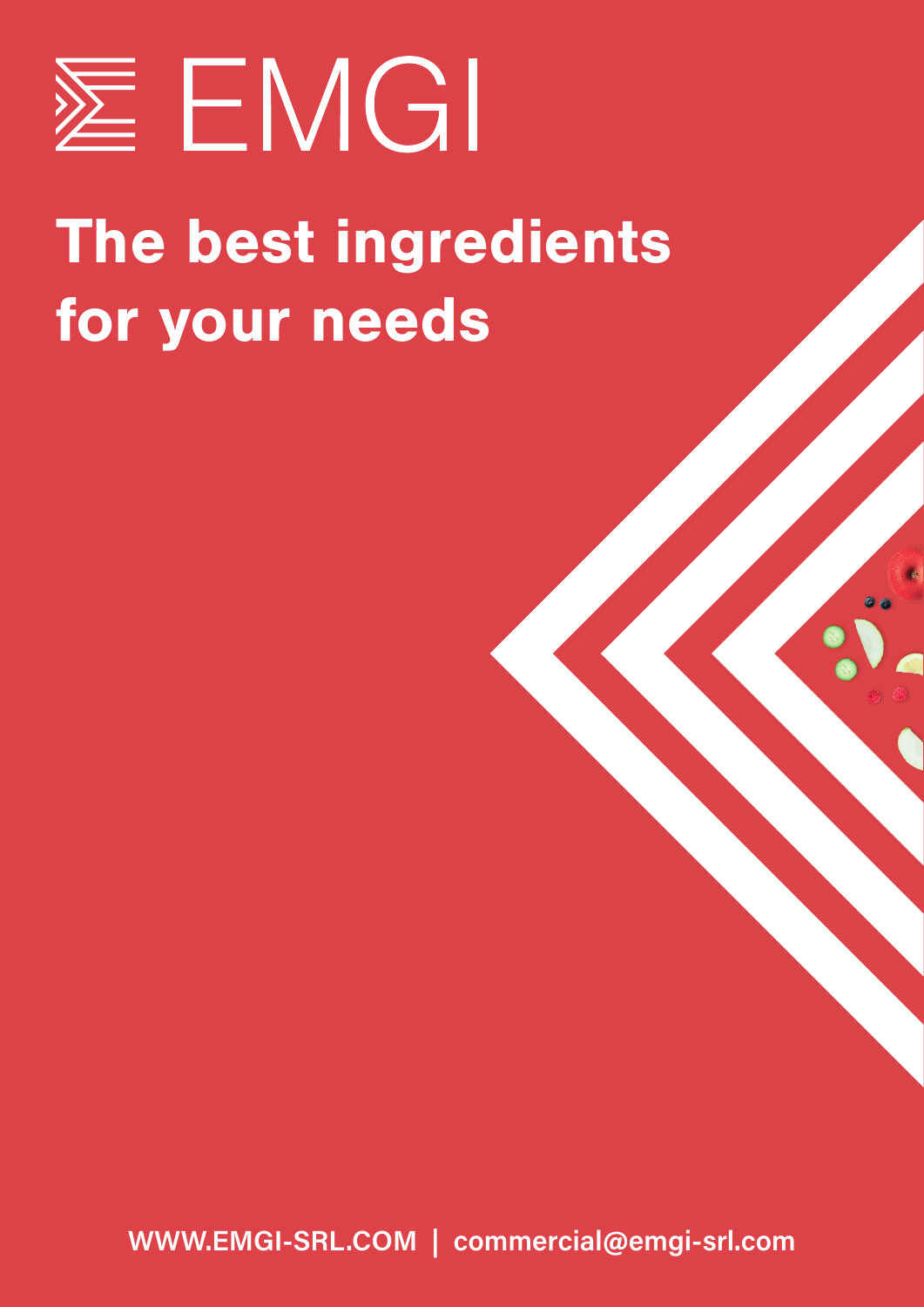# EMGI

## The best ingredients for your needs

WWW.EMGI-SRL.COM | commercial@emgi-srl.com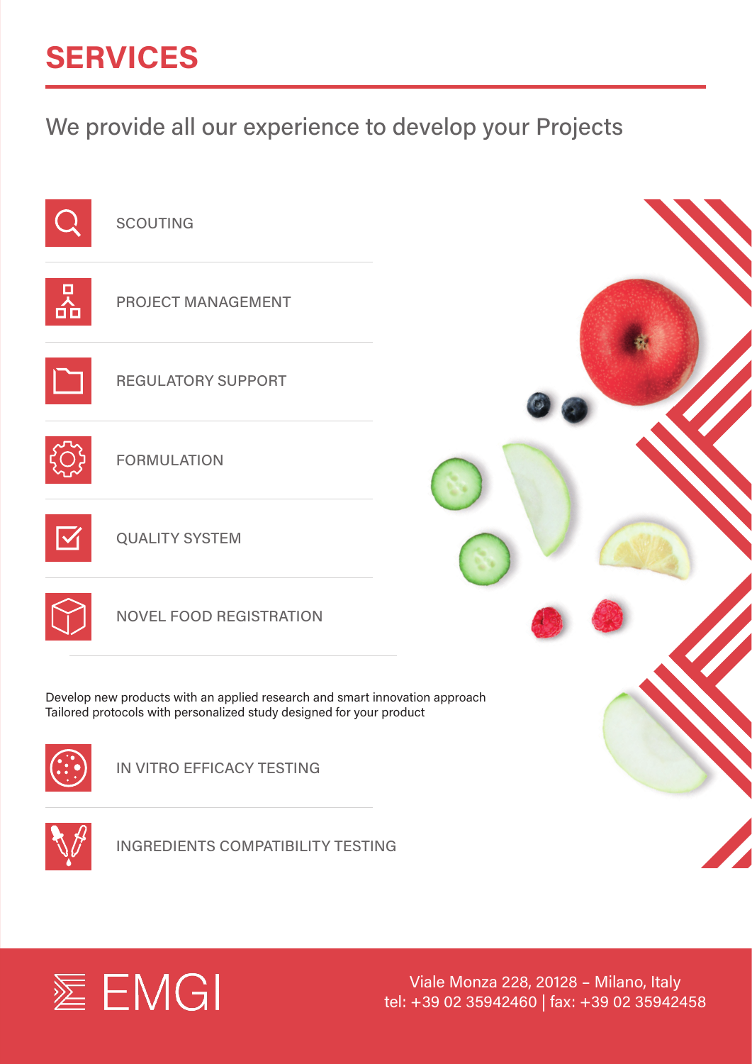# SERVICES

## We provide all our experience to develop your Projects

- SCOUTING
- PROJECT MANAGEMENT
- REGULATORY SUPPORT
- FORMULATION
- QUALITY SYSTEM
- NOVEL FOOD REGISTRATION

Develop new products with an applied research and smart innovation approach
Tailored protocols with personalized study designed for your product

- IN VITRO EFFICACY TESTING
- INGREDIENTS COMPATIBILITY TESTING

EMGI

Viale Monza 228, 20128 – Milano, Italy
tel: +39 02 35942460 | fax: +39 02 35942458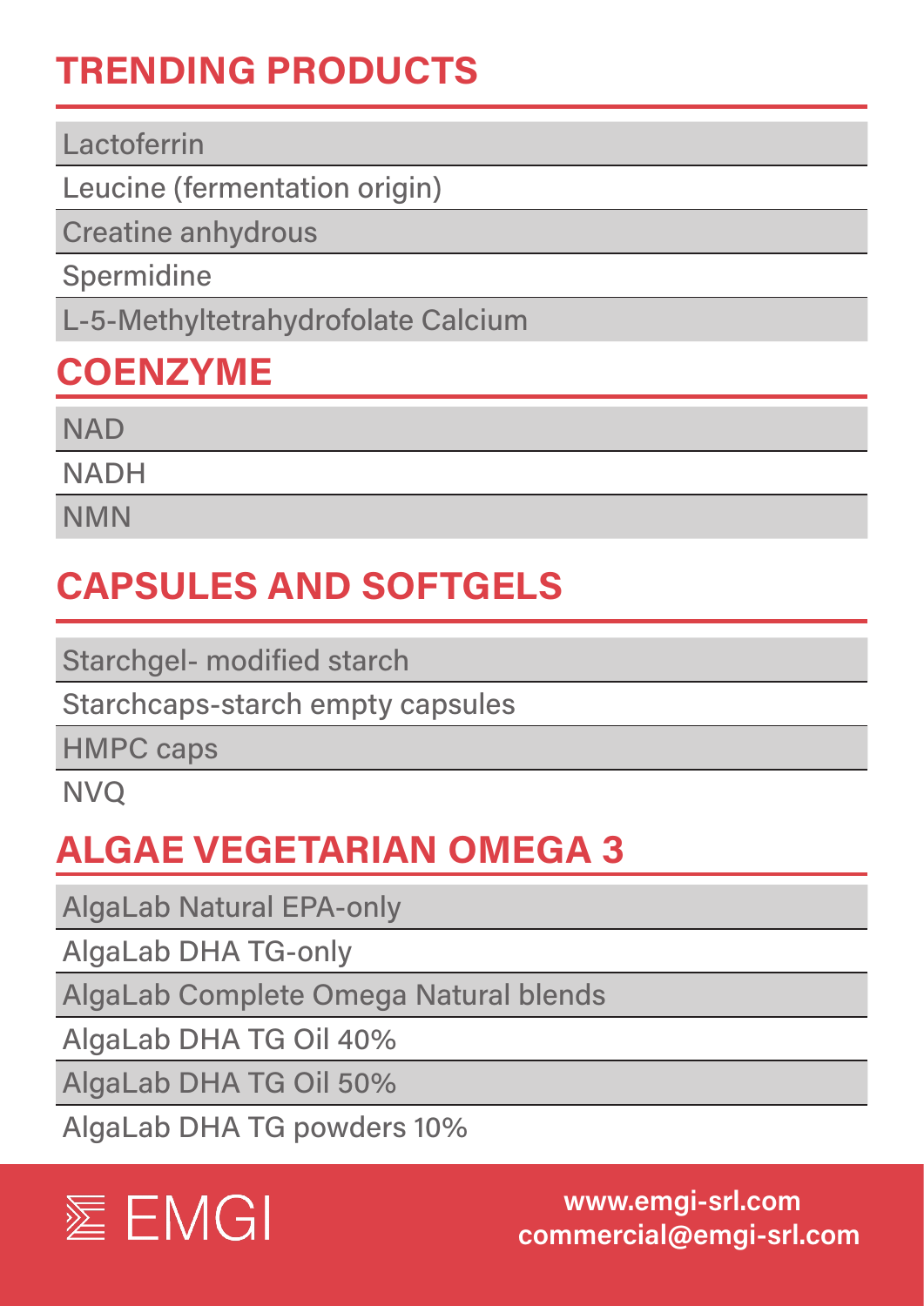## TRENDING PRODUCTS

- Lactoferrin
- Leucine (fermentation origin)
- Creatine anhydrous
- Spermidine
- L-5-Methyltetrahydrofolate Calcium

## COENZYME

- NAD
- NADH
- NMN

## CAPSULES AND SOFTGELS

- Starchgel- modified starch
- Starchcaps-starch empty capsules
- HMPC caps
- NVQ

## ALGAE VEGETARIAN OMEGA 3

- AlgaLab Natural EPA-only
- AlgaLab DHA TG-only
- AlgaLab Complete Omega Natural blends
- AlgaLab DHA TG Oil 40%
- AlgaLab DHA TG Oil 50%
- AlgaLab DHA TG powders 10%

EMGI

www.emgi-srl.com
commercial@emgi-srl.com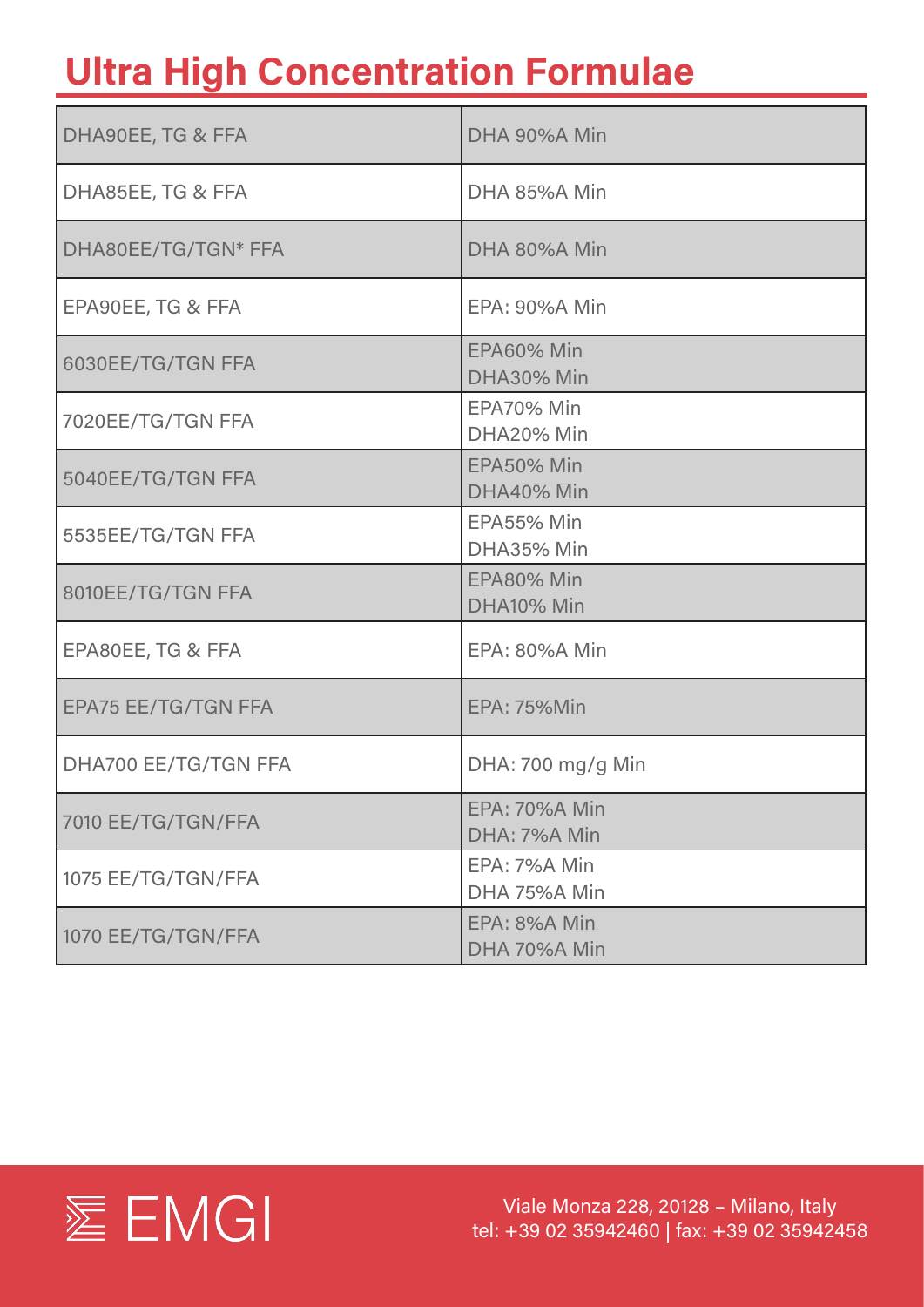# Ultra High Concentration Formulae

| | |
|---|---|
| DHA90EE, TG & FFA | DHA 90%A Min |
| DHA85EE, TG & FFA | DHA 85%A Min |
| DHA80EE/TG/TGN* FFA | DHA 80%A Min |
| EPA90EE, TG & FFA | EPA: 90%A Min |
| 6030EE/TG/TGN FFA | EPA60% Min<br>DHA30% Min |
| 7020EE/TG/TGN FFA | EPA70% Min<br>DHA20% Min |
| 5040EE/TG/TGN FFA | EPA50% Min<br>DHA40% Min |
| 5535EE/TG/TGN FFA | EPA55% Min<br>DHA35% Min |
| 8010EE/TG/TGN FFA | EPA80% Min<br>DHA10% Min |
| EPA80EE, TG & FFA | EPA: 80%A Min |
| EPA75 EE/TG/TGN FFA | EPA: 75%Min |
| DHA700 EE/TG/TGN FFA | DHA: 700 mg/g Min |
| 7010 EE/TG/TGN/FFA | EPA: 70%A Min<br>DHA: 7%A Min |
| 1075 EE/TG/TGN/FFA | EPA: 7%A Min<br>DHA 75%A Min |
| 1070 EE/TG/TGN/FFA | EPA: 8%A Min<br>DHA 70%A Min |

EMGI

Viale Monza 228, 20128 – Milano, Italy
tel: +39 02 35942460 | fax: +39 02 35942458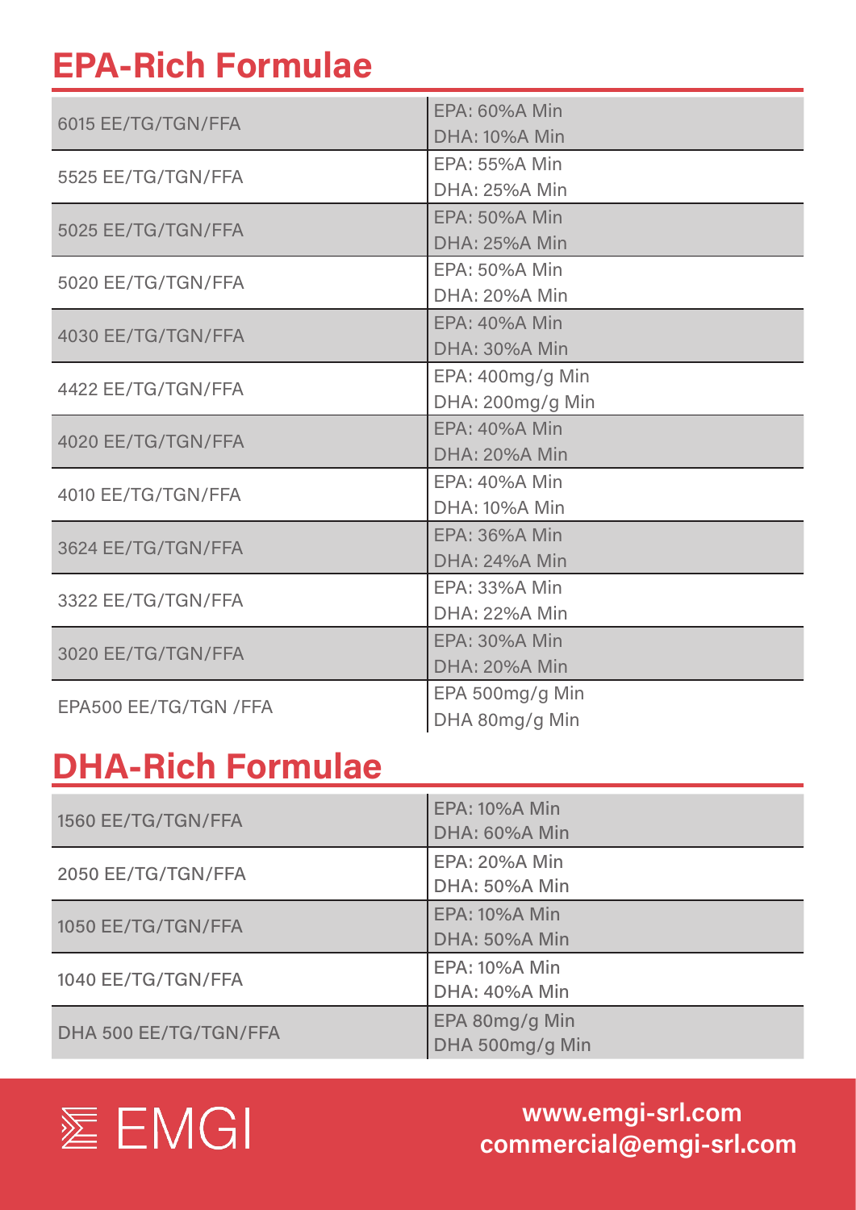## EPA-Rich Formulae

| Product | Specification |
| --- | --- |
| 6015 EE/TG/TGN/FFA | EPA: 60%A Min<br>DHA: 10%A Min |
| 5525 EE/TG/TGN/FFA | EPA: 55%A Min<br>DHA: 25%A Min |
| 5025 EE/TG/TGN/FFA | EPA: 50%A Min<br>DHA: 25%A Min |
| 5020 EE/TG/TGN/FFA | EPA: 50%A Min<br>DHA: 20%A Min |
| 4030 EE/TG/TGN/FFA | EPA: 40%A Min<br>DHA: 30%A Min |
| 4422 EE/TG/TGN/FFA | EPA: 400mg/g Min<br>DHA: 200mg/g Min |
| 4020 EE/TG/TGN/FFA | EPA: 40%A Min<br>DHA: 20%A Min |
| 4010 EE/TG/TGN/FFA | EPA: 40%A Min<br>DHA: 10%A Min |
| 3624 EE/TG/TGN/FFA | EPA: 36%A Min<br>DHA: 24%A Min |
| 3322 EE/TG/TGN/FFA | EPA: 33%A Min<br>DHA: 22%A Min |
| 3020 EE/TG/TGN/FFA | EPA: 30%A Min<br>DHA: 20%A Min |
| EPA500 EE/TG/TGN /FFA | EPA 500mg/g Min<br>DHA 80mg/g Min |

## DHA-Rich Formulae

| Product | Specification |
| --- | --- |
| 1560 EE/TG/TGN/FFA | EPA: 10%A Min<br>DHA: 60%A Min |
| 2050 EE/TG/TGN/FFA | EPA: 20%A Min<br>DHA: 50%A Min |
| 1050 EE/TG/TGN/FFA | EPA: 10%A Min<br>DHA: 50%A Min |
| 1040 EE/TG/TGN/FFA | EPA: 10%A Min<br>DHA: 40%A Min |
| DHA 500 EE/TG/TGN/FFA | EPA 80mg/g Min<br>DHA 500mg/g Min |

EMGI

**www.emgi-srl.com**
**commercial@emgi-srl.com**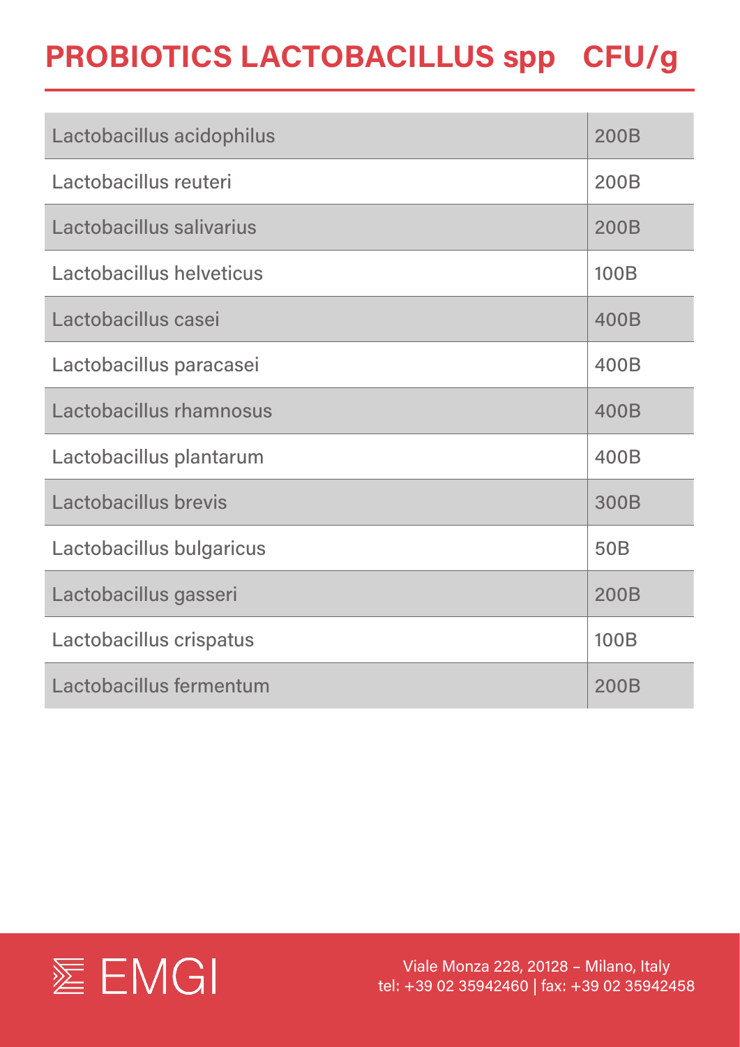# PROBIOTICS LACTOBACILLUS spp CFU/g

| | |
|---|---|
| Lactobacillus acidophilus | 200B |
| Lactobacillus reuteri | 200B |
| Lactobacillus salivarius | 200B |
| Lactobacillus helveticus | 100B |
| Lactobacillus casei | 400B |
| Lactobacillus paracasei | 400B |
| Lactobacillus rhamnosus | 400B |
| Lactobacillus plantarum | 400B |
| Lactobacillus brevis | 300B |
| Lactobacillus bulgaricus | 50B |
| Lactobacillus gasseri | 200B |
| Lactobacillus crispatus | 100B |
| Lactobacillus fermentum | 200B |

EMGI

Viale Monza 228, 20128 – Milano, Italy
tel: +39 02 35942460 | fax: +39 02 35942458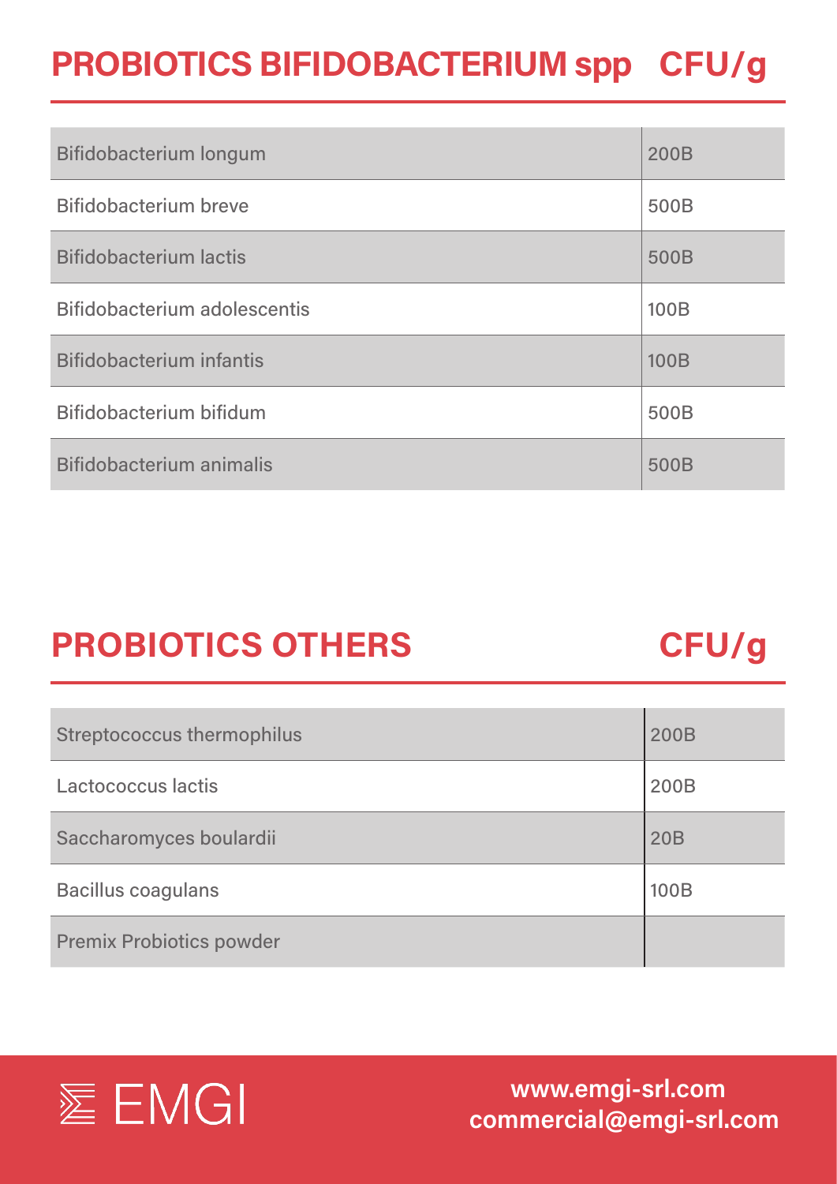## PROBIOTICS BIFIDOBACTERIUM spp CFU/g

| | |
|---|---|
| Bifidobacterium longum | 200B |
| Bifidobacterium breve | 500B |
| Bifidobacterium lactis | 500B |
| Bifidobacterium adolescentis | 100B |
| Bifidobacterium infantis | 100B |
| Bifidobacterium bifidum | 500B |
| Bifidobacterium animalis | 500B |

## PROBIOTICS OTHERS CFU/g

| | |
|---|---|
| Streptococcus thermophilus | 200B |
| Lactococcus lactis | 200B |
| Saccharomyces boulardii | 20B |
| Bacillus coagulans | 100B |
| Premix Probiotics powder | |

EMGI

www.emgi-srl.com
commercial@emgi-srl.com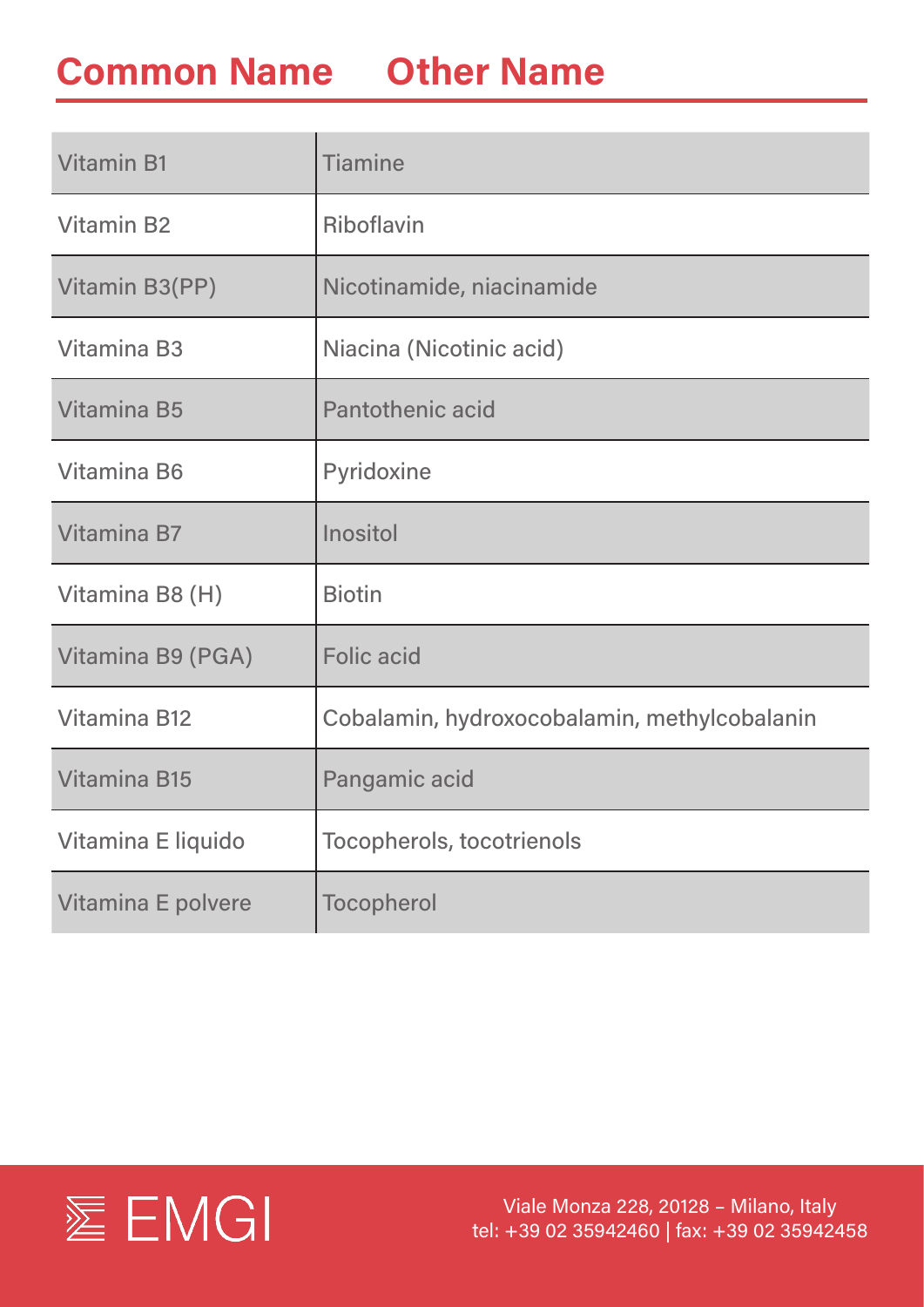| Common Name | Other Name |
| --- | --- |
| Vitamin B1 | Tiamine |
| Vitamin B2 | Riboflavin |
| Vitamin B3(PP) | Nicotinamide, niacinamide |
| Vitamina B3 | Niacina (Nicotinic acid) |
| Vitamina B5 | Pantothenic acid |
| Vitamina B6 | Pyridoxine |
| Vitamina B7 | Inositol |
| Vitamina B8 (H) | Biotin |
| Vitamina B9 (PGA) | Folic acid |
| Vitamina B12 | Cobalamin, hydroxocobalamin, methylcobalanin |
| Vitamina B15 | Pangamic acid |
| Vitamina E liquido | Tocopherols, tocotrienols |
| Vitamina E polvere | Tocopherol |

EMGI

Viale Monza 228, 20128 – Milano, Italy
tel: +39 02 35942460 | fax: +39 02 35942458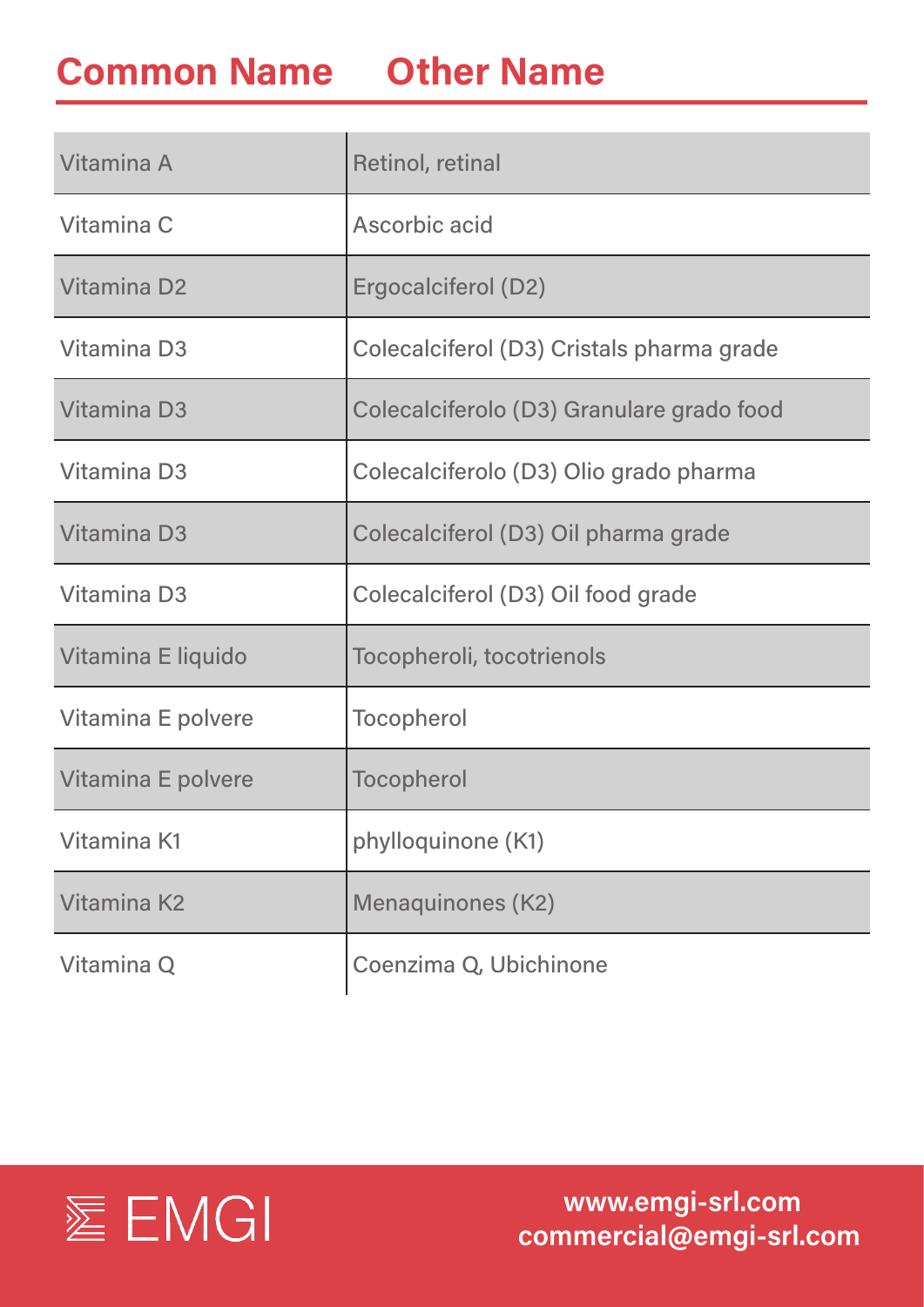| Common Name | Other Name |
| --- | --- |
| Vitamina A | Retinol, retinal |
| Vitamina C | Ascorbic acid |
| Vitamina D2 | Ergocalciferol (D2) |
| Vitamina D3 | Colecalciferol (D3) Cristals pharma grade |
| Vitamina D3 | Colecalciferolo (D3) Granulare grado food |
| Vitamina D3 | Colecalciferolo (D3) Olio grado pharma |
| Vitamina D3 | Colecalciferol (D3) Oil pharma grade |
| Vitamina D3 | Colecalciferol (D3) Oil food grade |
| Vitamina E liquido | Tocopheroli, tocotrienols |
| Vitamina E polvere | Tocopherol |
| Vitamina E polvere | Tocopherol |
| Vitamina K1 | phylloquinone (K1) |
| Vitamina K2 | Menaquinones (K2) |
| Vitamina Q | Coenzima Q, Ubichinone |

EMGI

www.emgi-srl.com
commercial@emgi-srl.com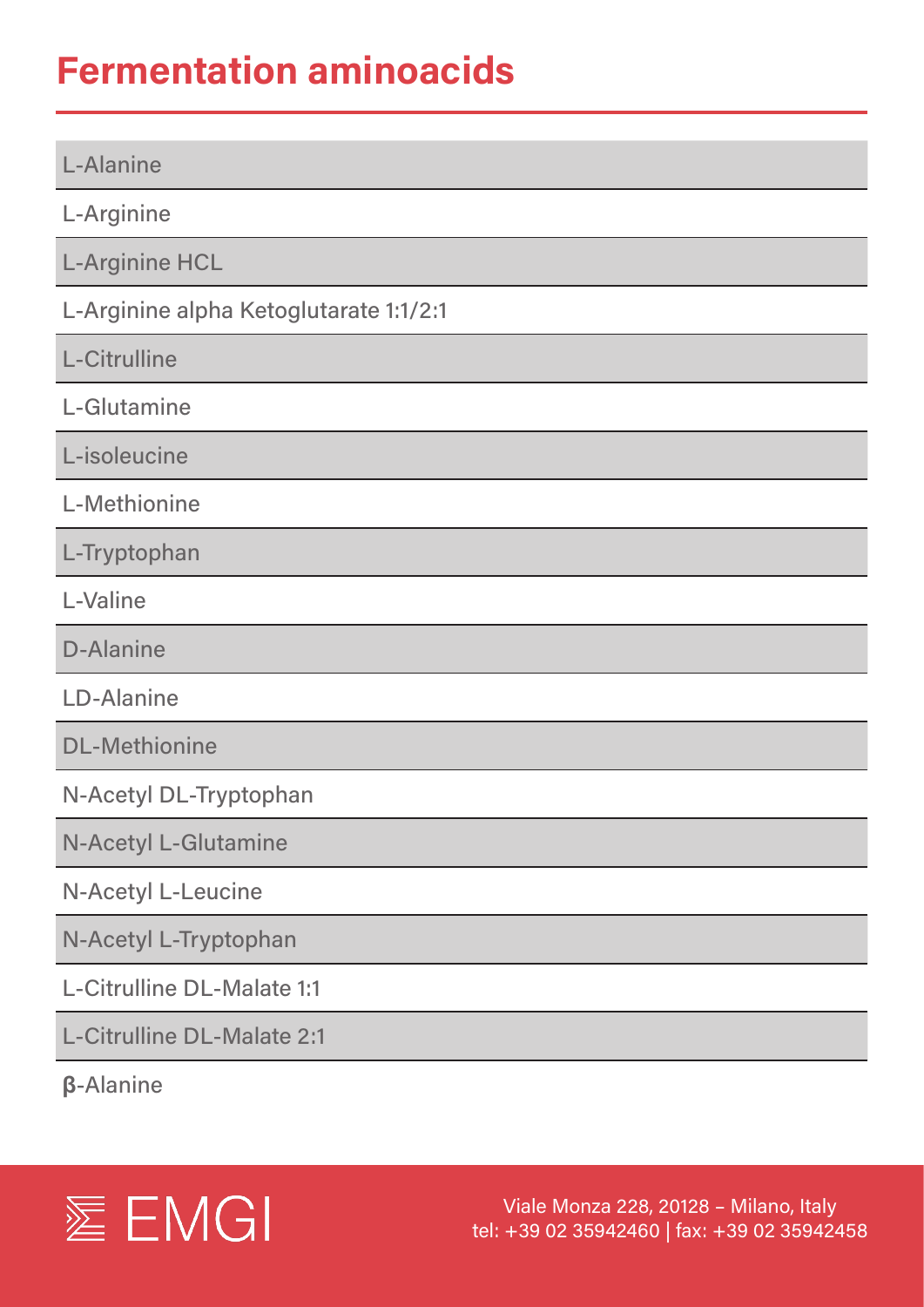# Fermentation aminoacids

- L-Alanine
- L-Arginine
- L-Arginine HCL
- L-Arginine alpha Ketoglutarate 1:1/2:1
- L-Citrulline
- L-Glutamine
- L-isoleucine
- L-Methionine
- L-Tryptophan
- L-Valine
- D-Alanine
- LD-Alanine
- DL-Methionine
- N-Acetyl DL-Tryptophan
- N-Acetyl L-Glutamine
- N-Acetyl L-Leucine
- N-Acetyl L-Tryptophan
- L-Citrulline DL-Malate 1:1
- L-Citrulline DL-Malate 2:1
- β-Alanine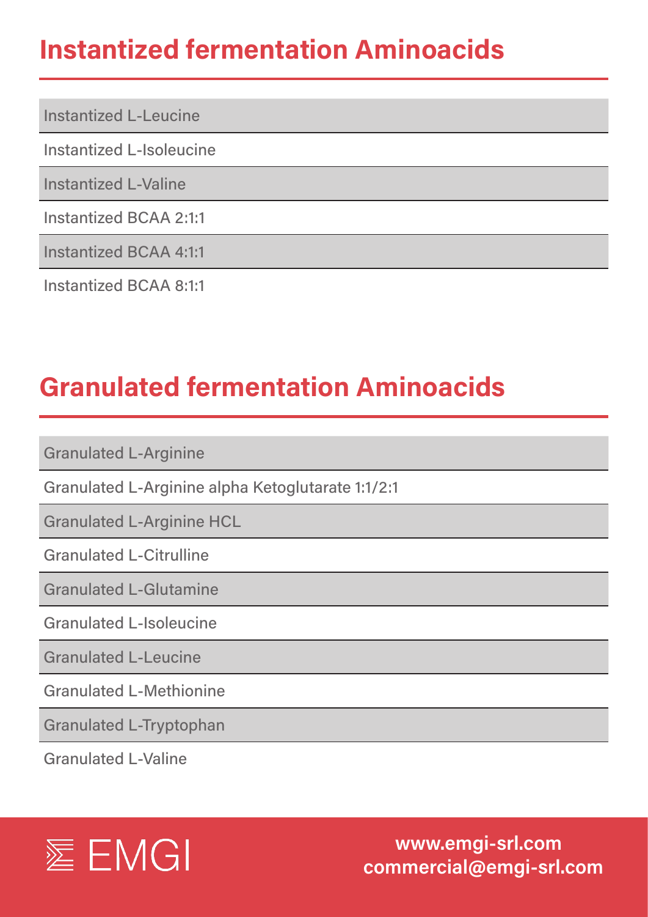## Instantized fermentation Aminoacids

- Instantized L-Leucine
- Instantized L-Isoleucine
- Instantized L-Valine
- Instantized BCAA 2:1:1
- Instantized BCAA 4:1:1
- Instantized BCAA 8:1:1

## Granulated fermentation Aminoacids

- Granulated L-Arginine
- Granulated L-Arginine alpha Ketoglutarate 1:1/2:1
- Granulated L-Arginine HCL
- Granulated L-Citrulline
- Granulated L-Glutamine
- Granulated L-Isoleucine
- Granulated L-Leucine
- Granulated L-Methionine
- Granulated L-Tryptophan
- Granulated L-Valine

EMGI

**www.emgi-srl.com**
**commercial@emgi-srl.com**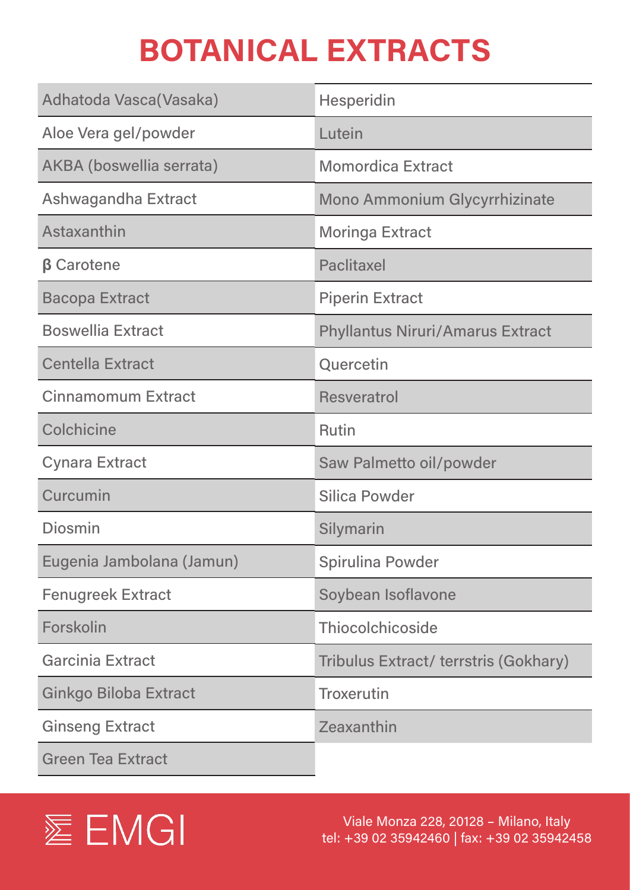# BOTANICAL EXTRACTS

| | |
|---|---|
| Adhatoda Vasca(Vasaka) | Hesperidin |
| Aloe Vera gel/powder | Lutein |
| AKBA (boswellia serrata) | Momordica Extract |
| Ashwagandha Extract | Mono Ammonium Glycyrrhizinate |
| Astaxanthin | Moringa Extract |
| β Carotene | Paclitaxel |
| Bacopa Extract | Piperin Extract |
| Boswellia Extract | Phyllantus Niruri/Amarus Extract |
| Centella Extract | Quercetin |
| Cinnamomum Extract | Resveratrol |
| Colchicine | Rutin |
| Cynara Extract | Saw Palmetto oil/powder |
| Curcumin | Silica Powder |
| Diosmin | Silymarin |
| Eugenia Jambolana (Jamun) | Spirulina Powder |
| Fenugreek Extract | Soybean Isoflavone |
| Forskolin | Thiocolchicoside |
| Garcinia Extract | Tribulus Extract/ terrstris (Gokhary) |
| Ginkgo Biloba Extract | Troxerutin |
| Ginseng Extract | Zeaxanthin |
| Green Tea Extract | |

EMGI

Viale Monza 228, 20128 – Milano, Italy
tel: +39 02 35942460 | fax: +39 02 35942458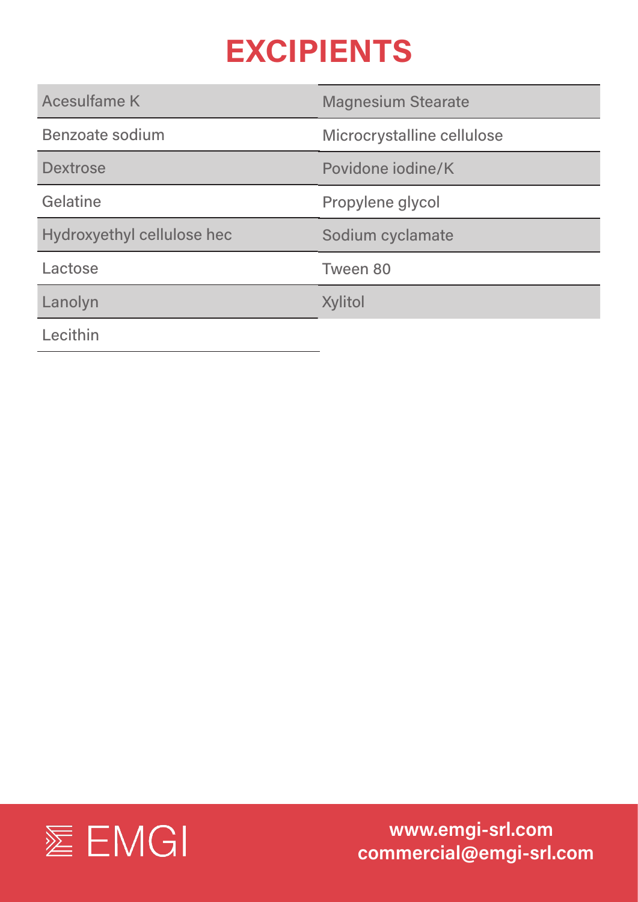# EXCIPIENTS

| | |
|---|---|
| Acesulfame K | Magnesium Stearate |
| Benzoate sodium | Microcrystalline cellulose |
| Dextrose | Povidone iodine/K |
| Gelatine | Propylene glycol |
| Hydroxyethyl cellulose hec | Sodium cyclamate |
| Lactose | Tween 80 |
| Lanolyn | Xylitol |
| Lecithin | |

EMGI

www.emgi-srl.com
commercial@emgi-srl.com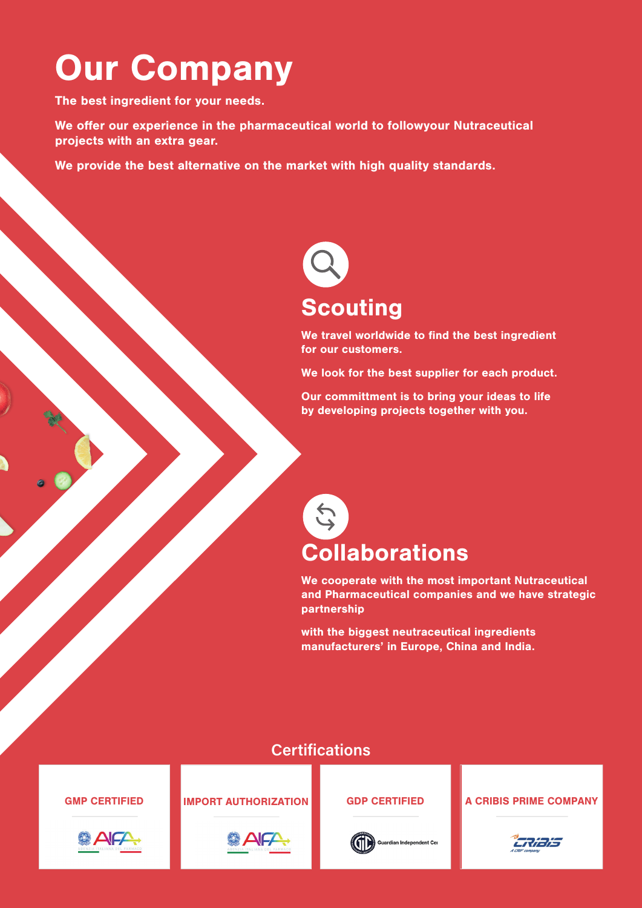# Our Company

**The best ingredient for your needs.**

**We offer our experience in the pharmaceutical world to followyour Nutraceutical projects with an extra gear.**

**We provide the best alternative on the market with high quality standards.**

## Scouting

**We travel worldwide to find the best ingredient for our customers.**

**We look for the best supplier for each product.**

**Our committment is to bring your ideas to life by developing projects together with you.**

## Collaborations

**We cooperate with the most important Nutraceutical and Pharmaceutical companies and we have strategic partnership**

**with the biggest neutraceutical ingredients manufacturers' in Europe, China and India.**

## Certifications

**GMP CERTIFIED**

AIFA AGENZIA ITALIANA DEL FARMACO

**IMPORT AUTHORIZATION**

AIFA AGENZIA ITALIANA DEL FARMACO

**GDP CERTIFIED**

GIC Guardian Independent Cer

**A CRIBIS PRIME COMPANY**

CRIBIS A CRIF company